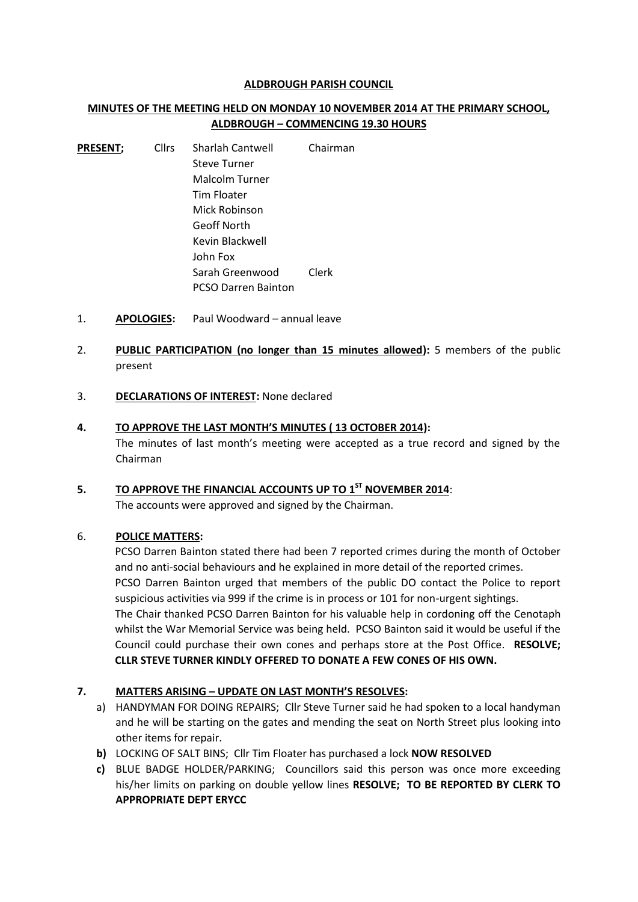**ALDBROUGH PARISH COUNCIL**

**MINUTES OF THE MEETING HELD ON MONDAY 10 NOVEMBER 2014 AT THE PRIMARY SCHOOL, ALDBROUGH – COMMENCING 19.30 HOURS**

**PRESENT;** Cllrs Sharlah Cantwell Chairman
Steve Turner
Malcolm Turner
Tim Floater
Mick Robinson
Geoff North
Kevin Blackwell
John Fox
Sarah Greenwood Clerk
PCSO Darren Bainton

1. **APOLOGIES:** Paul Woodward – annual leave

2. **PUBLIC PARTICIPATION (no longer than 15 minutes allowed):** 5 members of the public present

3. **DECLARATIONS OF INTEREST:** None declared

4. **TO APPROVE THE LAST MONTH'S MINUTES ( 13 OCTOBER 2014):**
The minutes of last month's meeting were accepted as a true record and signed by the Chairman

5. **TO APPROVE THE FINANCIAL ACCOUNTS UP TO 1ST NOVEMBER 2014**:
The accounts were approved and signed by the Chairman.

6. **POLICE MATTERS:**
PCSO Darren Bainton stated there had been 7 reported crimes during the month of October and no anti-social behaviours and he explained in more detail of the reported crimes.
PCSO Darren Bainton urged that members of the public DO contact the Police to report suspicious activities via 999 if the crime is in process or 101 for non-urgent sightings.
The Chair thanked PCSO Darren Bainton for his valuable help in cordoning off the Cenotaph whilst the War Memorial Service was being held. PCSO Bainton said it would be useful if the Council could purchase their own cones and perhaps store at the Post Office. **RESOLVE; CLLR STEVE TURNER KINDLY OFFERED TO DONATE A FEW CONES OF HIS OWN.**

7. **MATTERS ARISING – UPDATE ON LAST MONTH'S RESOLVES:**
   a) HANDYMAN FOR DOING REPAIRS; Cllr Steve Turner said he had spoken to a local handyman and he will be starting on the gates and mending the seat on North Street plus looking into other items for repair.
   **b)** LOCKING OF SALT BINS; Cllr Tim Floater has purchased a lock **NOW RESOLVED**
   **c)** BLUE BADGE HOLDER/PARKING; Councillors said this person was once more exceeding his/her limits on parking on double yellow lines **RESOLVE; TO BE REPORTED BY CLERK TO APPROPRIATE DEPT ERYCC**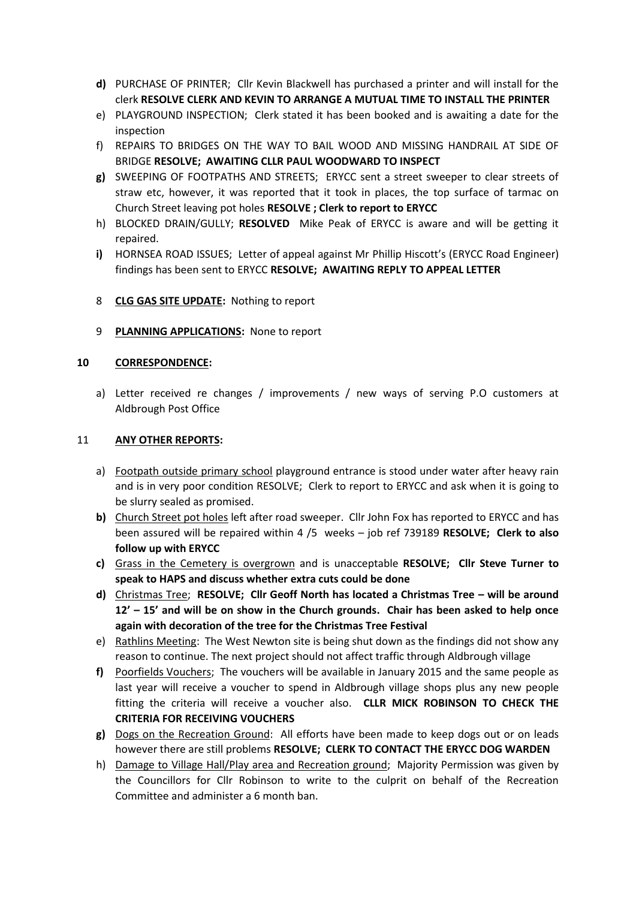**d)** PURCHASE OF PRINTER; Cllr Kevin Blackwell has purchased a printer and will install for the clerk **RESOLVE CLERK AND KEVIN TO ARRANGE A MUTUAL TIME TO INSTALL THE PRINTER**

e) PLAYGROUND INSPECTION; Clerk stated it has been booked and is awaiting a date for the inspection

f) REPAIRS TO BRIDGES ON THE WAY TO BAIL WOOD AND MISSING HANDRAIL AT SIDE OF BRIDGE **RESOLVE; AWAITING CLLR PAUL WOODWARD TO INSPECT**

**g)** SWEEPING OF FOOTPATHS AND STREETS; ERYCC sent a street sweeper to clear streets of straw etc, however, it was reported that it took in places, the top surface of tarmac on Church Street leaving pot holes **RESOLVE ; Clerk to report to ERYCC**

h) BLOCKED DRAIN/GULLY; **RESOLVED** Mike Peak of ERYCC is aware and will be getting it repaired.

**i)** HORNSEA ROAD ISSUES; Letter of appeal against Mr Phillip Hiscott's (ERYCC Road Engineer) findings has been sent to ERYCC **RESOLVE; AWAITING REPLY TO APPEAL LETTER**

8 **CLG GAS SITE UPDATE:** Nothing to report

9 **PLANNING APPLICATIONS:** None to report

**10 CORRESPONDENCE:**

a) Letter received re changes / improvements / new ways of serving P.O customers at Aldbrough Post Office

11 **ANY OTHER REPORTS:**

a) Footpath outside primary school playground entrance is stood under water after heavy rain and is in very poor condition RESOLVE; Clerk to report to ERYCC and ask when it is going to be slurry sealed as promised.

**b)** Church Street pot holes left after road sweeper. Cllr John Fox has reported to ERYCC and has been assured will be repaired within 4 /5 weeks – job ref 739189 **RESOLVE; Clerk to also follow up with ERYCC**

**c)** Grass in the Cemetery is overgrown and is unacceptable **RESOLVE; Cllr Steve Turner to speak to HAPS and discuss whether extra cuts could be done**

**d)** Christmas Tree; **RESOLVE; Cllr Geoff North has located a Christmas Tree – will be around 12' – 15' and will be on show in the Church grounds. Chair has been asked to help once again with decoration of the tree for the Christmas Tree Festival**

e) Rathlins Meeting: The West Newton site is being shut down as the findings did not show any reason to continue. The next project should not affect traffic through Aldbrough village

**f)** Poorfields Vouchers; The vouchers will be available in January 2015 and the same people as last year will receive a voucher to spend in Aldbrough village shops plus any new people fitting the criteria will receive a voucher also. **CLLR MICK ROBINSON TO CHECK THE CRITERIA FOR RECEIVING VOUCHERS**

**g)** Dogs on the Recreation Ground: All efforts have been made to keep dogs out or on leads however there are still problems **RESOLVE; CLERK TO CONTACT THE ERYCC DOG WARDEN**

h) Damage to Village Hall/Play area and Recreation ground; Majority Permission was given by the Councillors for Cllr Robinson to write to the culprit on behalf of the Recreation Committee and administer a 6 month ban.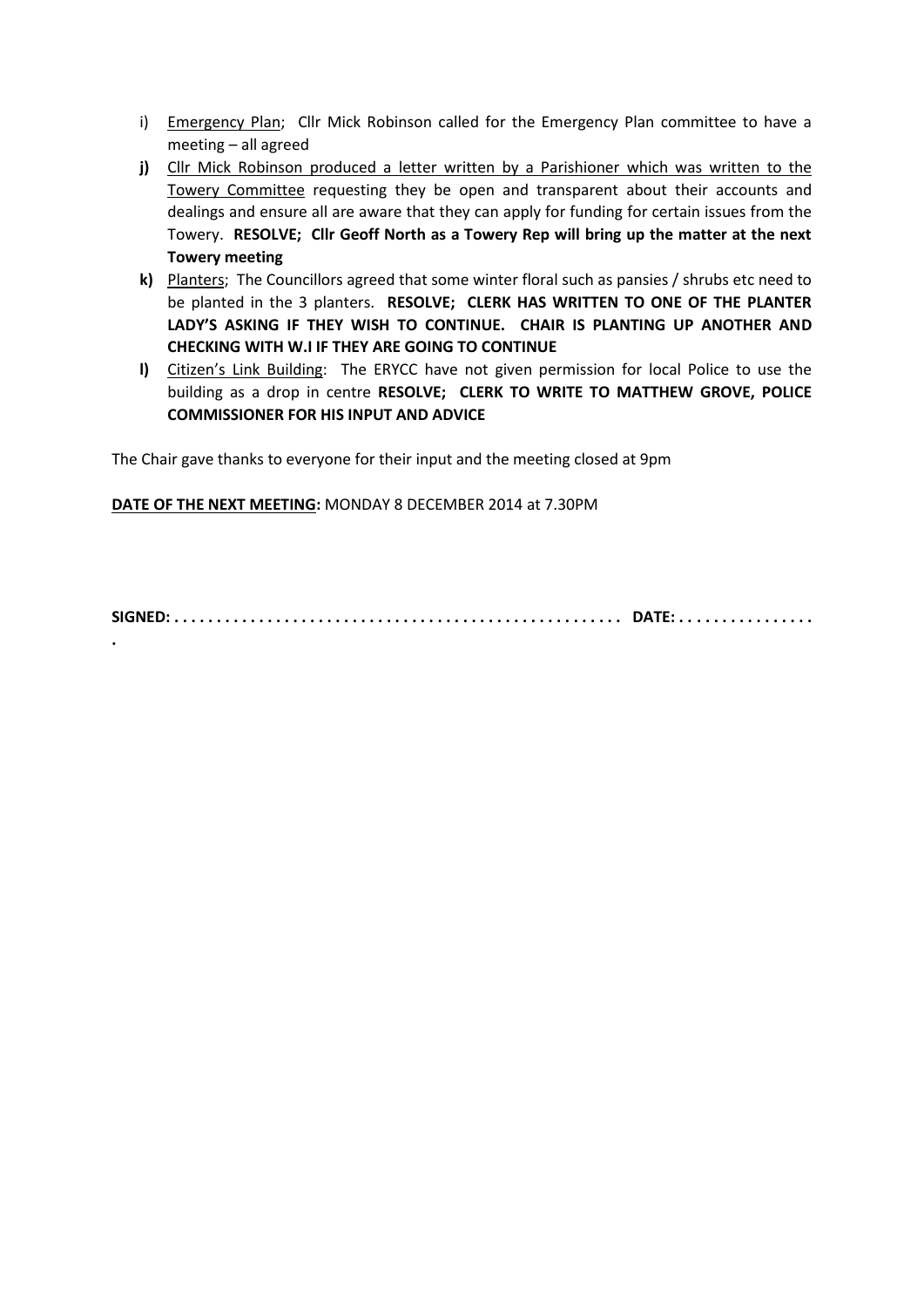i) <u>Emergency Plan</u>; Cllr Mick Robinson called for the Emergency Plan committee to have a meeting – all agreed

**j)** <u>Cllr Mick Robinson produced a letter written by a Parishioner which was written to the Towery Committee</u> requesting they be open and transparent about their accounts and dealings and ensure all are aware that they can apply for funding for certain issues from the Towery. **RESOLVE; Cllr Geoff North as a Towery Rep will bring up the matter at the next Towery meeting**

**k)** <u>Planters</u>; The Councillors agreed that some winter floral such as pansies / shrubs etc need to be planted in the 3 planters. **RESOLVE; CLERK HAS WRITTEN TO ONE OF THE PLANTER LADY'S ASKING IF THEY WISH TO CONTINUE. CHAIR IS PLANTING UP ANOTHER AND CHECKING WITH W.I IF THEY ARE GOING TO CONTINUE**

**l)** <u>Citizen's Link Building</u>: The ERYCC have not given permission for local Police to use the building as a drop in centre **RESOLVE; CLERK TO WRITE TO MATTHEW GROVE, POLICE COMMISSIONER FOR HIS INPUT AND ADVICE**

The Chair gave thanks to everyone for their input and the meeting closed at 9pm

**<u>DATE OF THE NEXT MEETING</u>:** MONDAY 8 DECEMBER 2014 at 7.30PM

**SIGNED: . . . . . . . . . . . . . . . . . . . . . . . . . . . . . . . . . . . . . . . . . . . . . . . . . . . . DATE: . . . . . . . . . . . . . . . . .**